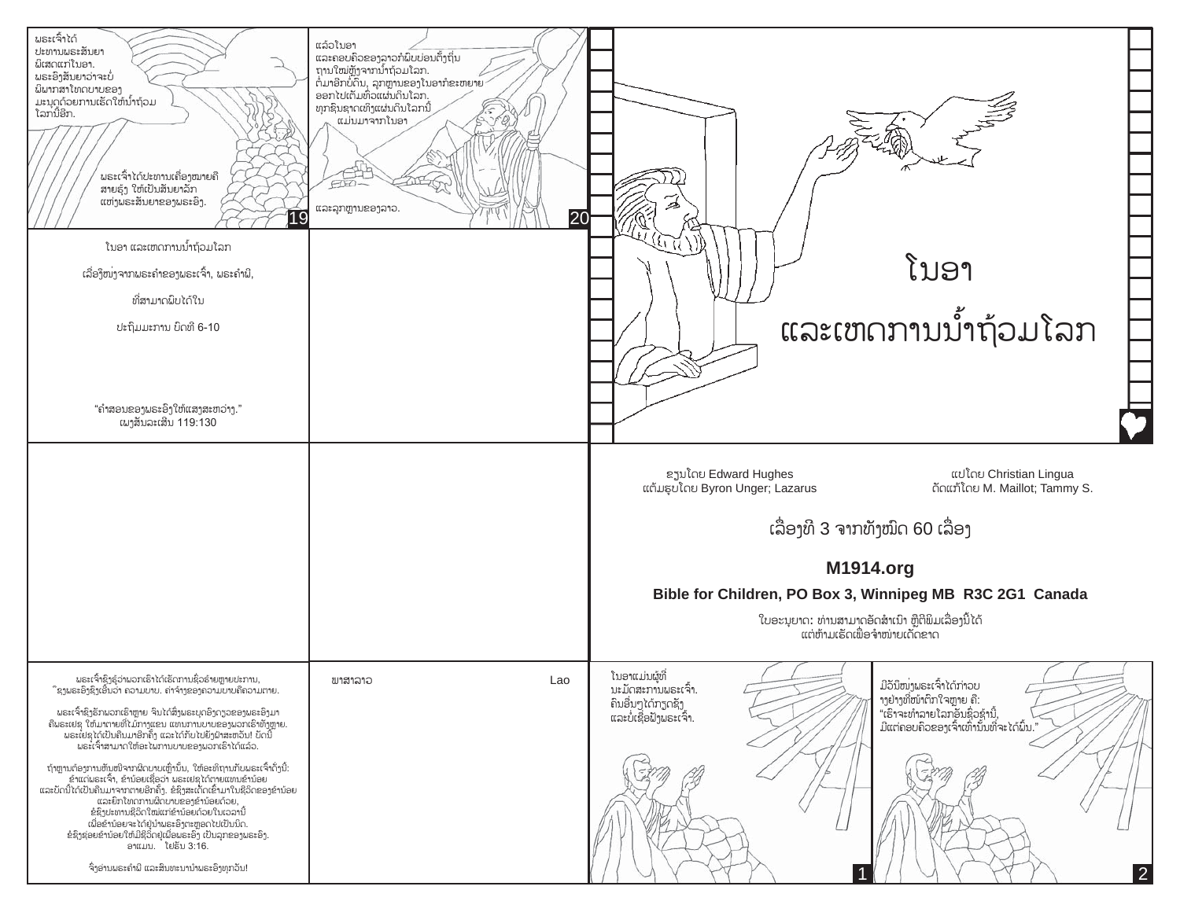ພຣະເຈົ້າໄດ້ປະທານພຣະສັນຍາພິເສດແກ່ໂນອາ. ພຣະອົງສັນຍາວ່າຈະບໍ່ພິພາກສາໂທດບາບຂອງມະນຸດດ້ວຍການເຮັດໃຫ້ນໍ້າຖ້ວມໂລກນີ້ອີກ.

ພຣະເຈົ້າໄດ້ປະທານເຄື່ອງໝາຍຄືສາຍຮຸ້ງ ໃຫ້ເປັນສັນຍາລັກແຫ່ງພຣະສັນຍາຂອງພຣະອົງ.

ແລ້ວໂນອາ ແລະຄອບຄົວຂອງລາວກໍພົບບ່ອນຕັ້ງຖິ່ນຖານໃໝ່ຫຼັງຈາກນໍ້າຖ້ວມໂລກ. ຕໍ່ມາອີກບໍ່ດົນ, ລູກຫຼານຂອງໂນອາກໍຂະຫຍາຍອອກໄປເຕັມທົ່ວແຜ່ນດິນໂລກ. ທຸກຊົນຊາດເທິງແຜ່ນດິນໂລກນີ້ແມ່ນມາຈາກໂນອາ

ແລະລູກຫຼານຂອງລາວ.

# ໂນອາ ແລະເຫດການນໍ້າຖ້ວມໂລກ

ໂນອາ ແລະເຫດການນໍ້າຖ້ວມໂລກ

ເລື່ອງໜຶ່ງຈາກພຣະຄໍາຂອງພຣະເຈົ້າ, ພຣະຄໍາພີ,

ທີ່ສາມາດພົບໄດ້ໃນ

ປະຖົມມະການ ບົດທີ 6-10

"ຄໍາສອນຂອງພຣະອົງໃຫ້ແສງສະຫວ່າງ."
ເພງສັນລະເສີນ 119:130

ຂຽນໂດຍ Edward Hughes
ແຕ້ມຮູບໂດຍ Byron Unger; Lazarus

ແປໂດຍ Christian Lingua
ດັດແກ້ໂດຍ M. Maillot; Tammy S.

ເລື່ອງທີ 3 ຈາກທັງໝົດ 60 ເລື່ອງ

**M1914.org**

**Bible for Children, PO Box 3, Winnipeg MB R3C 2G1 Canada**

ໃບອະນຸຍາດ: ທ່ານສາມາດອັດສໍາເນົາ ຫຼືຕີພິມເລື່ອງນີ້ໄດ້ ແຕ່ຫ້າມເຮັດເພື່ອຈໍາໜ່າຍເດັດຂາດ

ພຣະເຈົ້າຮູ້ວ່າພວກເຮົາໄດ້ເຮັດການຊົ່ວຮ້າຍຫຼາຍປະການ, ຊຶ່ງພຣະອົງຮຽກວ່າ ຄວາມບາບ. ຄ່າຈ້າງຂອງຄວາມບາບຄືຄວາມຕາຍ.

ພຣະເຈົ້າຊົງຮັກພວກເຮົາຫຼາຍ ຈົນໄດ້ສົ່ງພຣະບຸດອົງດຽວຂອງພຣະອົງມາ ຄືພຣະເຢຊູ ໃຫ້ມາຕາຍທີ່ໄມ້ກາງແຂນ ແທນການບາບຂອງພວກເຮົາທັງຫຼາຍ. ພຣະເຢຊູໄດ້ເປັນຄືນມາອີກຄັ້ງ ແລະໄດ້ກັບໄປຍັງຟ້າສະຫວັນ! ບັດນີ້ ພຣະເຈົ້າສາມາດໃຫ້ອະໄພການບາບຂອງພວກເຮົາໄດ້ແລ້ວ.

ຖ້າທ່ານຕ້ອງການຫັນໜີຈາກຜິດບາບເຫຼົ່ານັ້ນ, ໃຫ້ອະທິຖານກັບພຣະເຈົ້າດັ່ງນີ້: ຂ້າແດ່ພຣະເຈົ້າ, ຂ້ານ້ອຍເຊື່ອວ່າ ພຣະເຢຊູໄດ້ຕາຍແທນຂ້ານ້ອຍ ແລະບັດນີ້ໄດ້ເປັນຄືນມາຈາກຕາຍອີກຄັ້ງ. ຂໍຊົງສະເດັດເຂົ້າມາໃນຊີວິດຂອງຂ້ານ້ອຍ ແລະຍົກໂທດການຜິດບາບຂອງຂ້ານ້ອຍດ້ວຍ, ຂໍຊົງປະທານຊີວິດໃໝ່ແກ່ຂ້ານ້ອຍດ້ວຍໃນເວລານີ້ ເພື່ອຂ້ານ້ອຍຈະໄດ້ຢູ່ນໍາພຣະອົງຕະຫຼອດໄປເປັນນິດ. ຂໍຊົງຊ່ວຍຂ້ານ້ອຍໃຫ້ມີຊີວິດຢູ່ເພື່ອພຣະອົງ ເປັນລູກຂອງພຣະອົງ. ອາແມນ. ໂຢຮັນ 3:16.

ຈົ່ງອ່ານພຣະຄໍາພີ ແລະສົນທະນານໍາພຣະອົງທຸກວັນ!

ພາສາລາວ Lao

ໂນອາແມ່ນຜູ້ທີ່ນະມັດສະການພຣະເຈົ້າ. ຄົນອື່ນໆໄດ້ກຽດຊັງ ແລະບໍ່ເຊື່ອຟັງພຣະເຈົ້າ.

ມື້ນຶ່ງພຣະເຈົ້າໄດ້ກ່າວບາງຢ່າງທີ່ໜ້າຕົກໃຈຫຼາຍ ຄື: "ເຮົາຈະທໍາລາຍໂລກອັນຊົ່ວຊ້ານີ້, ມີແຕ່ຄອບຄົວຂອງເຈົ້າເທົ່ານັ້ນທີ່ຈະໄດ້ພົ້ນ."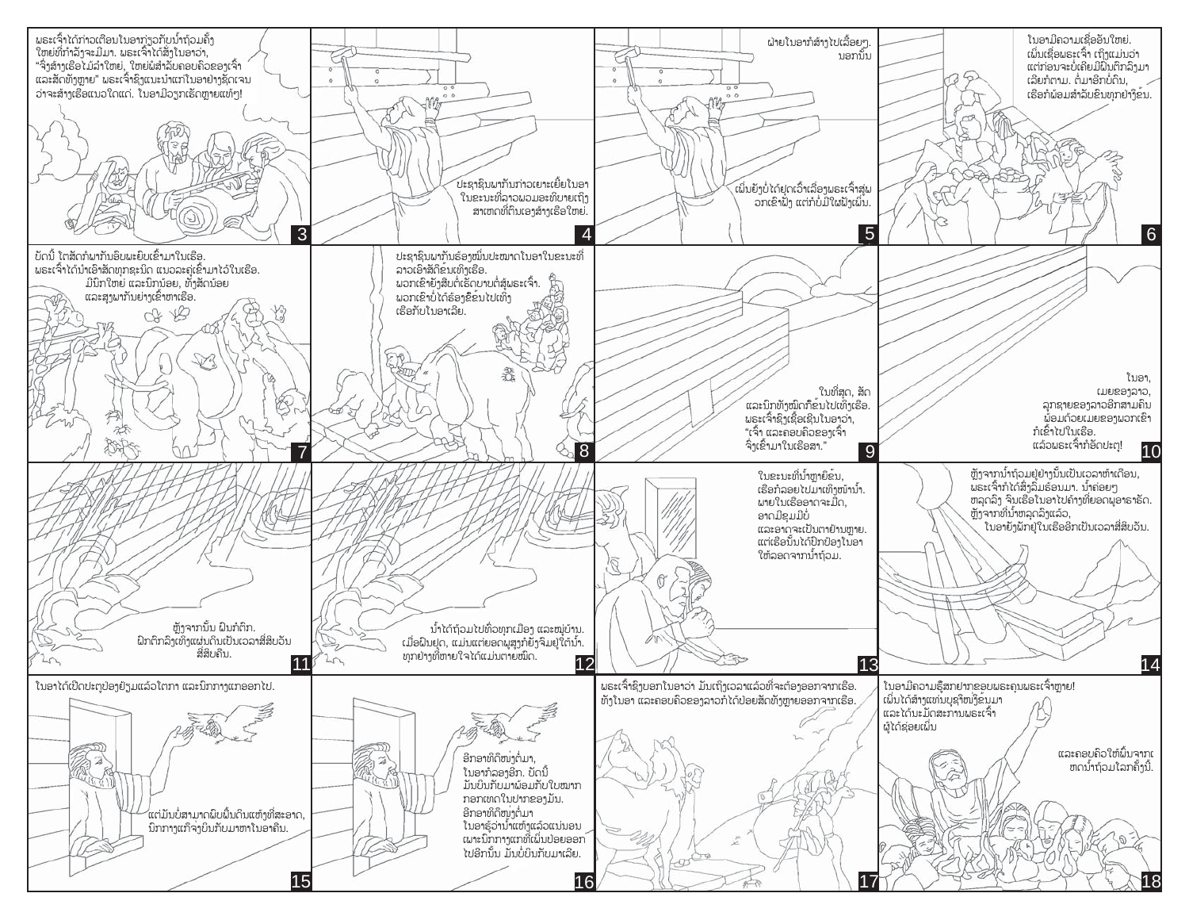ພຣະເຈົ້າໄດ້ກ່າວເຕືອນໂນອາກ່ຽວກັບນ້ຳຖ້ວມຄັ້ງໃຫຍ່ທີ່ກຳລັງຈະມີມາ. ພຣະເຈົ້າໄດ້ສັ່ງໂນອາວ່າ, "ຈົ່ງສ້າງເຮືອໄມ້ລຳໃຫຍ່, ໃຫຍ່ພໍສຳລັບຄອບຄົວຂອງເຈົ້າ ແລະສັດທັງຫຼາຍ" ພຣະເຈົ້າຊົງແນະນຳແກ່ໂນອາຢ່າງຊັດເຈນວ່າຈະສ້າງເຮືອແນວໃດແດ່. ໂນອາມີວຽກເຮັດຫຼາຍແທ້ໆ!

3

ປະຊາຊົນພາກັນກ່າວເຍາະເຍີ້ຍໂນອາ ໃນຂະນະທີ່ລາວພວມອະທິບາຍເຖິງສາເຫດທີ່ຕົນເອງສ້າງເຮືອໃຫຍ່.

4

ຝ່າຍໂນອາກໍສ້າງໄປເລື້ອຍໆ. ນອກນັ້ນ

ເພິ່ນຍັງບໍ່ໄດ້ຢຸດເວົ້າເລື່ອງພຣະເຈົ້າສູ່ພວກເຂົາຟັງ ແຕ່ກໍບໍ່ມີໃຜຟັງເພິ່ນ.

5

ໂນອາມີຄວາມເຊື່ອອັນໃຫຍ່. ເພິ່ນເຊື່ອພຣະເຈົ້າ ເຖິງແມ່ນວ່າແຕ່ກ່ອນຈະບໍ່ເຄີຍມີຝົນຕົກລົງມາເລີຍກໍຕາມ. ດັ່ງນັ້ນ ອາຫານ, ເຮືອກໍພ້ອມສຳລັບຂັບຫຼາຍຢ່າງຂຶ້ນ.

6

ບັດນີ້ ໂຕສັດກໍພາກັນອົບພະຍົບເຂົ້າມາໃນເຮືອ. ພຣະເຈົ້າໄດ້ນຳເອົາສັດທຸກຊະນິດ ແນວລະຄູ່ເຂົ້າມາໄວ້ໃນເຮືອ. ມີນົກໃຫຍ່ ແລະນົກນ້ອຍ, ທັງສັດນ້ອຍ ແລະສູງພາກັນຍ່າງເຂົ້າຫາເຮືອ.

7

ປະຊາຊົນພາກັນຮ້ອງໜີ່ນປະໝາດໂນອາໃນຂະນະທີ່ລາວເອົາສັດຂຶ້ນເທິງເຮືອ. ພວກເຂົາຍັງສືບຕໍ່ເຮັດບາບຕໍ່ສູ່ພຣະເຈົ້າ. ພວກເຂົາບໍ່ໄດ້ຮ້ອງຂໍຂຶ້ນໄປເທິງເຮືອກັບໂນອາເລີຍ.

8

ໃນທີ່ສຸດ, ສັດ ແລະນົກທັງໝົດກໍຂຶ້ນໄປເທິງເຮືອ. ພຣະເຈົ້າຊົງເຊື້ອເຊີນໂນອາວ່າ, "ເຈົ້າ ແລະຄອບຄົວຂອງເຈົ້າ ຈົ່ງເຂົ້າມາໃນເຮືອສາ."

9

ໂນອາ, ເມຍຂອງລາວ, ລູກຊາຍຂອງລາວອີກສາມຄົນ ພ້ອມດ້ວຍເມຍຂອງພວກເຂົາ ກໍເຂົ້າໄປໃນເຮືອ. ແລ້ວພຣະເຈົ້າກໍອັດປະຕູ!

10

ຫຼັງຈາກນັ້ນ ຝົນກໍຕົກ. ຝົນຕົກລົງເທິງແຜ່ນດິນເປັນເວລາສີ່ສິບວັນ ສີ່ສິບຄືນ.

11

ນ້ຳໄດ້ຖ້ວມໄປທົ່ວທຸກເມືອງ ແລະໝູ່ບ້ານ. ເມື່ອຝົນຢຸດ, ແມ່ນແຕ່ຍອດພູສູງກໍຍັງຈົມຢູ່ໃຕ້ນ້ຳ. ທຸກຢ່າງທີ່ຫາຍໃຈໄດ້ແມ່ນຕາຍໝົດ.

12

ໃນຂະນະທີ່ນ້ຳຫຼາຍຂຶ້ນ, ເຮືອກໍລອຍໄປມາເທິງໜ້ານ້ຳ. ພາຍໃນເຮືອອາດຈະມືດ, ອາດມືຊຸມມືບໍ່ ແລະອາດຈະເປັນຕາຢ້ານຫຼາຍ. ແຕ່ເຮືອນັ້ນໄດ້ປົກປ້ອງໂນອາໃຫ້ລອດຈາກນ້ຳຖ້ວມ.

13

ຫຼັງຈາກນ້ຳຖ້ວມຢູ່ຢ່າງນັ້ນເປັນເວລາຫ້າເດືອນ, ພຣະເຈົ້າກໍໄດ້ສົ່ງລົມຮ້ອນມາ. ນ້ຳຄ່ອຍໆຫລຸດລົງ ຈົນເຮືອໂນອາໄປຄ້າງທີ່ຍອດພູອາຣາຣັດ. ຫຼັງຈາກທີ່ນ້ຳຫລຸດລົງແລ້ວ, ໂນອາຍັງພັກຢູ່ໃນເຮືອອີກເປັນເວລາສີ່ສິບວັນ.

14

ໂນອາໄດ້ເປີດປະຕູປ່ອງຢ້ຽມແລ້ວໂຕກາ ແລະນົກກາງແກອອກໄປ.

ແຕ່ມັນບໍ່ສາມາດພົບພື້ນດິນແຫ້ງທີ່ສະອາດ, ນົກກາງແກຈຶ່ງບິນກັບມາຫາໂນອາຄືນ.

15

ອີກອາທິດໜຶ່ງຕໍ່ມາ, ໂນອາກໍລອງອີກ. ບັດນີ້ ມັນບິນກັບມາພ້ອມກັບໃບໝາກກອກເທດໃນປາກຂອງມັນ. ອີກອາທິດໜຶ່ງຕໍ່ມາ ໂນອາຮູ້ວ່ານ້ຳແຫ້ງແລ້ວແນ່ນອນ ເພາະນົກກາງແກທີ່ເພິ່ນປ່ອຍອອກໄປອີກນັ້ນ ມັນບໍ່ບິນກັບມາເລີຍ.

16

ພຣະເຈົ້າຊົງບອກໂນອາວ່າ ມັນເຖິງເວລາແລ້ວທີ່ຈະຕ້ອງອອກຈາກເຮືອ. ທັງໂນອາ ແລະຄອບຄົວຂອງລາວກໍໄດ້ປ່ອຍສັດທັງຫຼາຍອອກຈາກເຮືອ.

17

ໂນອາມີຄວາມຊື່ສາຍາກຂອບພຣະຄຸນພຣະເຈົ້າຫຼາຍ! ເພິ່ນໄດ້ສ້າງແທ່ນບູຊາໜຶ່ງຂຶ້ນມາ ແລະໄດ້ນະມັດສະການພຣະເຈົ້າ ຜູ້ໄດ້ຊ່ອຍເພິ່ນ

ແລະຄອບຄົວໃຫ້ພົ້ນຈາກຫາຍນ້ຳຖ້ວມໂລກຄັ້ງນີ້.

18